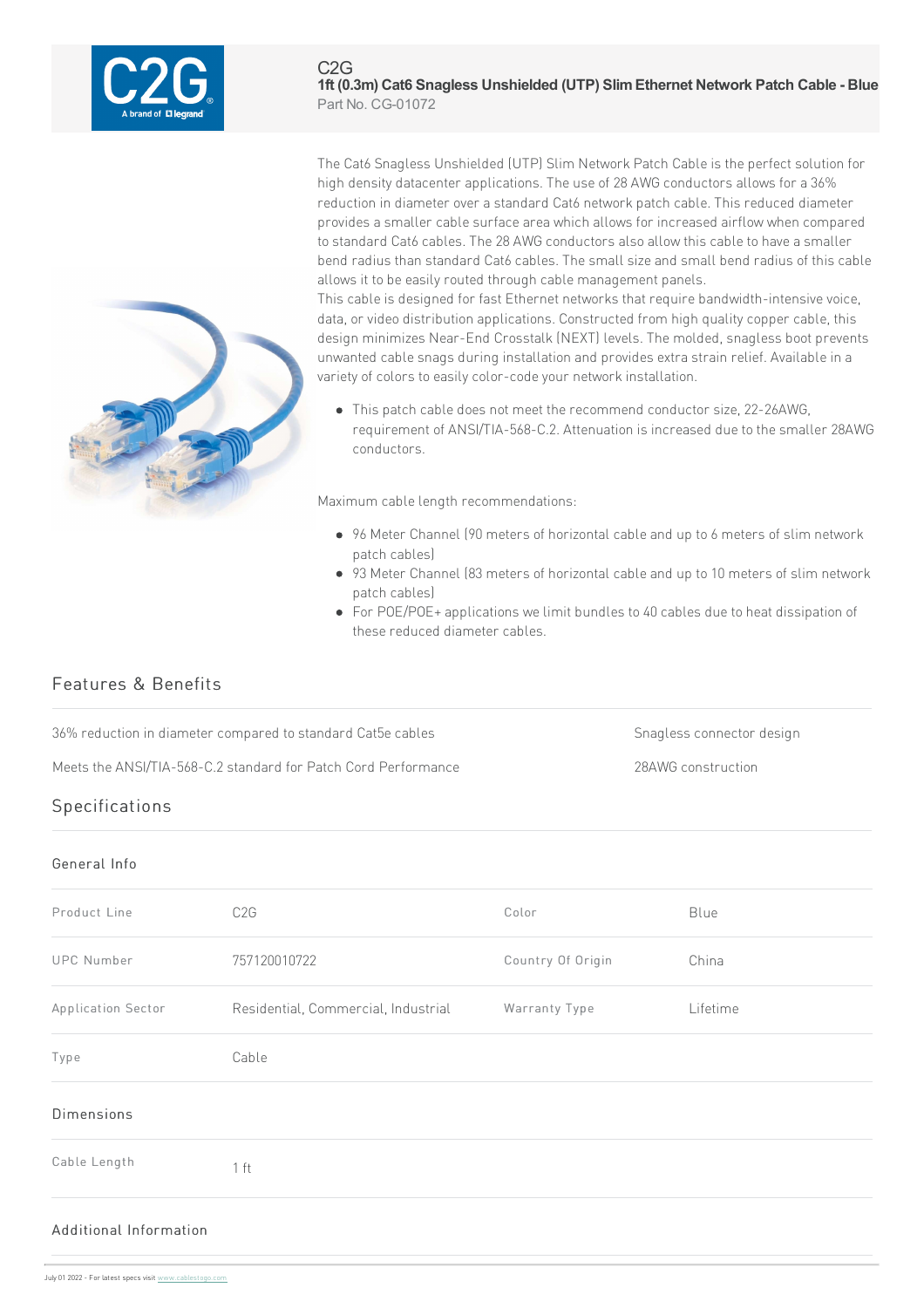C2G

# 1ft (0.3m) Cat6 Snagless Unshielded (UTP) Slim Ethernet Network Patch Cable - Blue

Part No. CG-01072

The Cat6 Snagless Unshielded (UTP) Slim Network Patch Cable is the perfect solution for high density datacenter applications. The use of 28 AWG conductors allows for a 36% reduction in diameter over a standard Cat6 network patch cable. This reduced diameter provides a smaller cable surface area which allows for increased airflow when compared to standard Cat6 cables. The 28 AWG conductors also allow this cable to have a smaller bend radius than standard Cat6 cables. The small size and small bend radius of this cable allows it to be easily routed through cable management panels.
This cable is designed for fast Ethernet networks that require bandwidth-intensive voice, data, or video distribution applications. Constructed from high quality copper cable, this design minimizes Near-End Crosstalk (NEXT) levels. The molded, snagless boot prevents unwanted cable snags during installation and provides extra strain relief. Available in a variety of colors to easily color-code your network installation.

- This patch cable does not meet the recommend conductor size, 22-26AWG, requirement of ANSI/TIA-568-C.2. Attenuation is increased due to the smaller 28AWG conductors.

Maximum cable length recommendations:

- 96 Meter Channel (90 meters of horizontal cable and up to 6 meters of slim network patch cables)
- 93 Meter Channel (83 meters of horizontal cable and up to 10 meters of slim network patch cables)
- For POE/POE+ applications we limit bundles to 40 cables due to heat dissipation of these reduced diameter cables.

## Features & Benefits

- 36% reduction in diameter compared to standard Cat5e cables
- Snagless connector design
- Meets the ANSI/TIA-568-C.2 standard for Patch Cord Performance
- 28AWG construction

## Specifications

### General Info

| | | | |
|---|---|---|---|
| Product Line | C2G | Color | Blue |
| UPC Number | 757120010722 | Country Of Origin | China |
| Application Sector | Residential, Commercial, Industrial | Warranty Type | Lifetime |
| Type | Cable | | |

### Dimensions

| | |
|---|---|
| Cable Length | 1 ft |

### Additional Information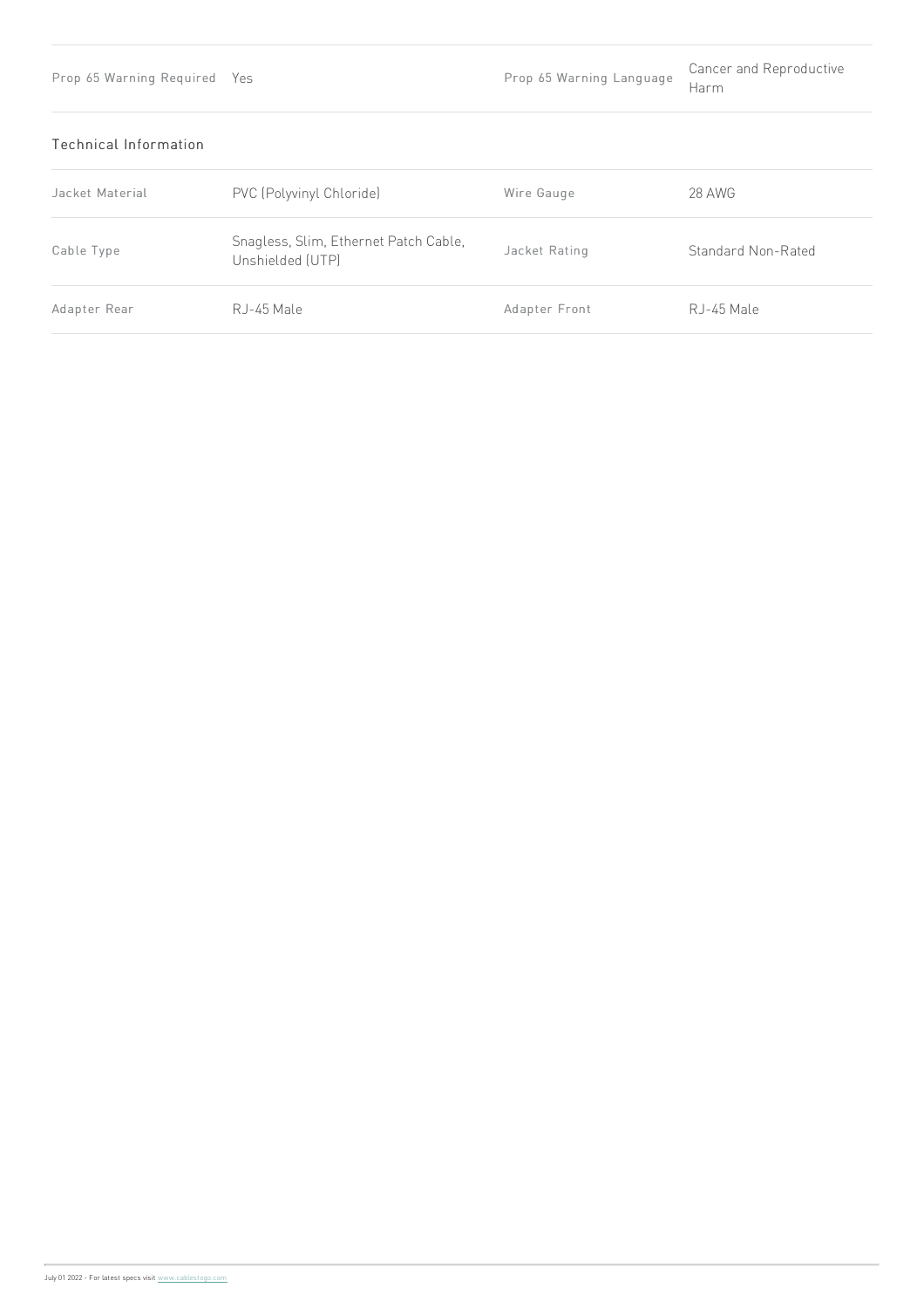| | | | |
|---|---|---|---|
| Prop 65 Warning Required | Yes | Prop 65 Warning Language | Cancer and Reproductive Harm |

## Technical Information

| | | | |
|---|---|---|---|
| Jacket Material | PVC (Polyvinyl Chloride) | Wire Gauge | 28 AWG |
| Cable Type | Snagless, Slim, Ethernet Patch Cable, Unshielded (UTP) | Jacket Rating | Standard Non-Rated |
| Adapter Rear | RJ-45 Male | Adapter Front | RJ-45 Male |

July 01 2022 - For latest specs visit www.cablestogo.com